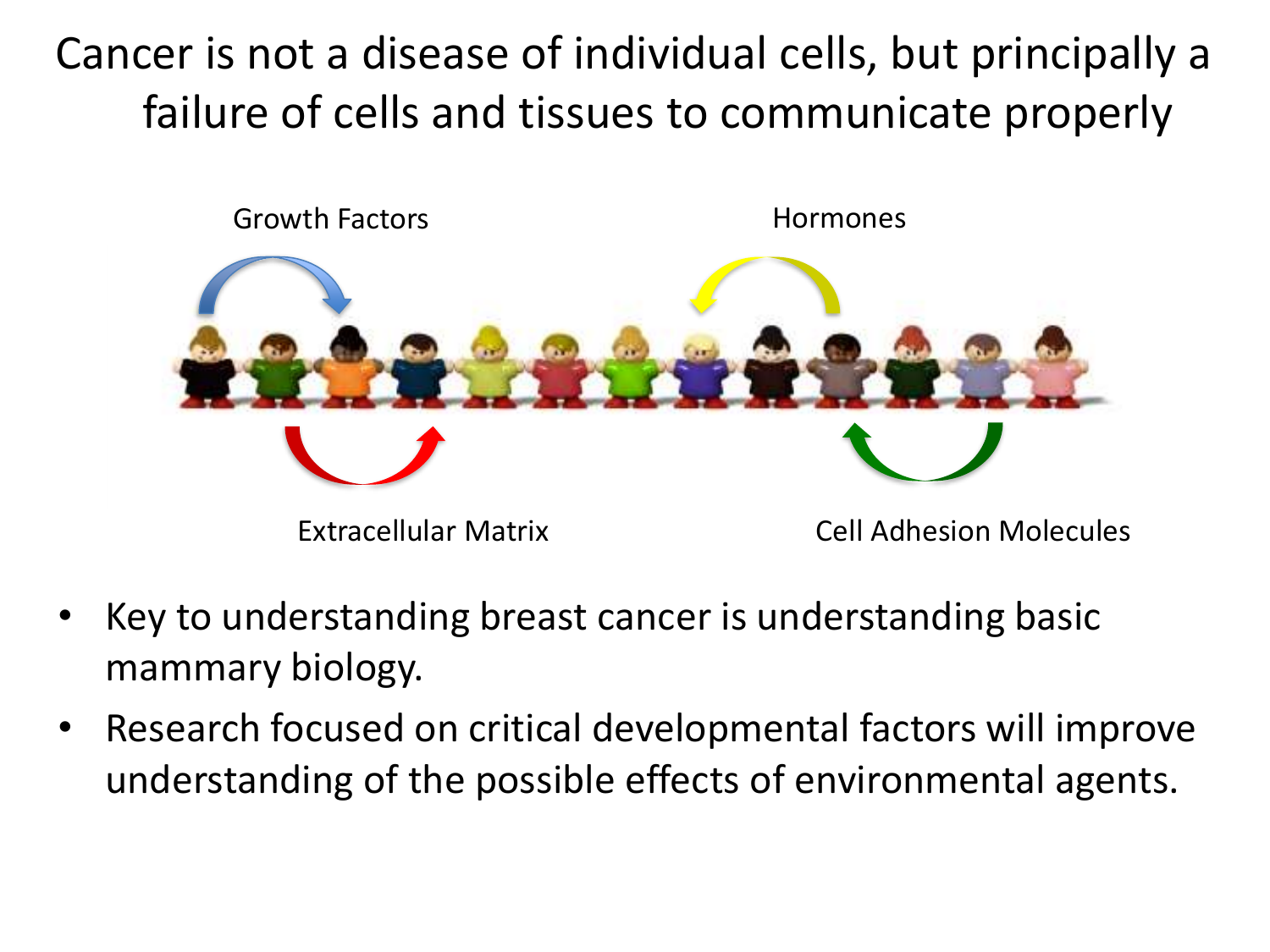# Cancer is not a disease of individual cells, but principally a failure of cells and tissues to communicate properly

Growth Factors

Hormones

Extracellular Matrix

Cell Adhesion Molecules

- Key to understanding breast cancer is understanding basic mammary biology.
- Research focused on critical developmental factors will improve understanding of the possible effects of environmental agents.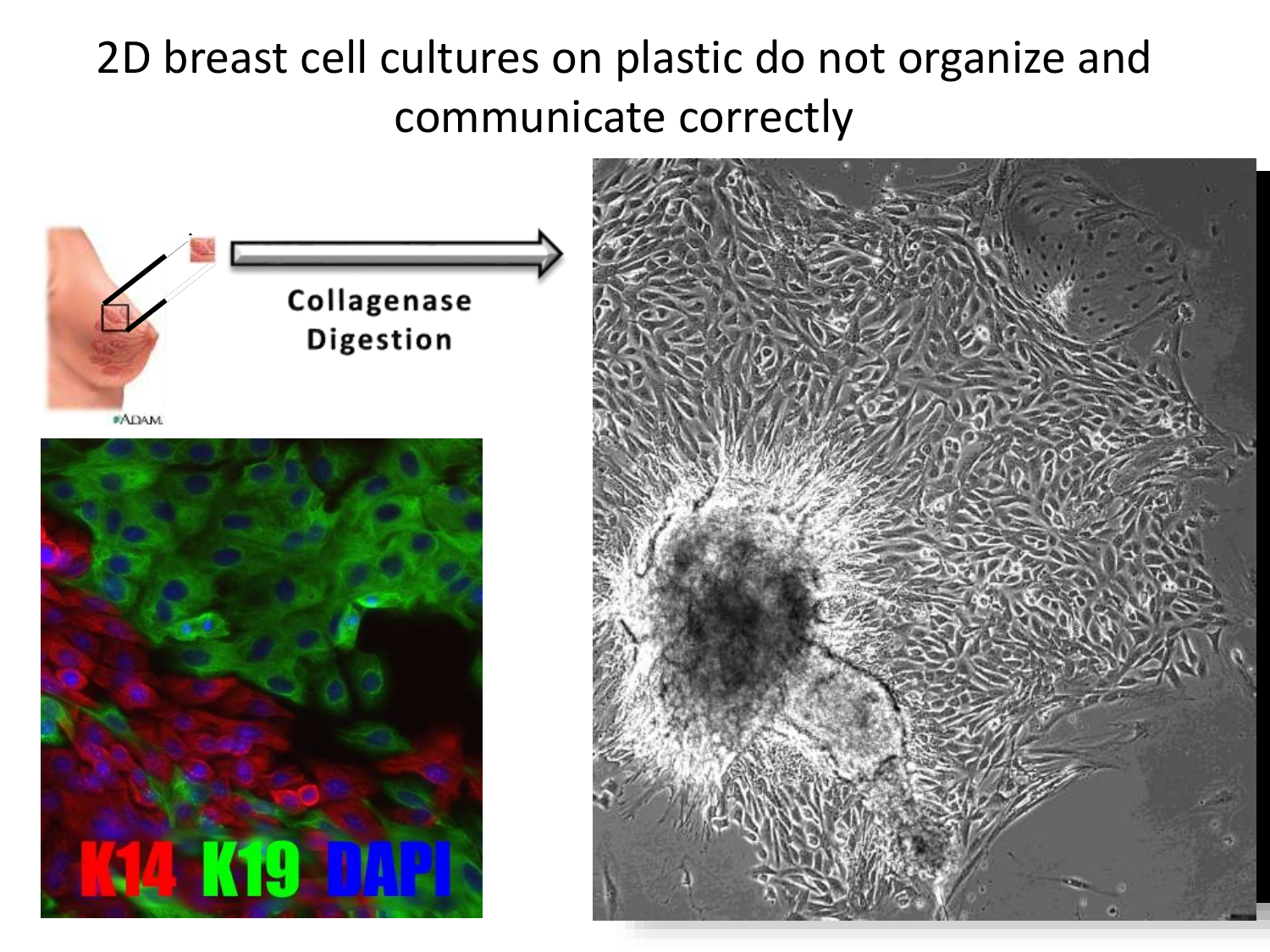# 2D breast cell cultures on plastic do not organize and communicate correctly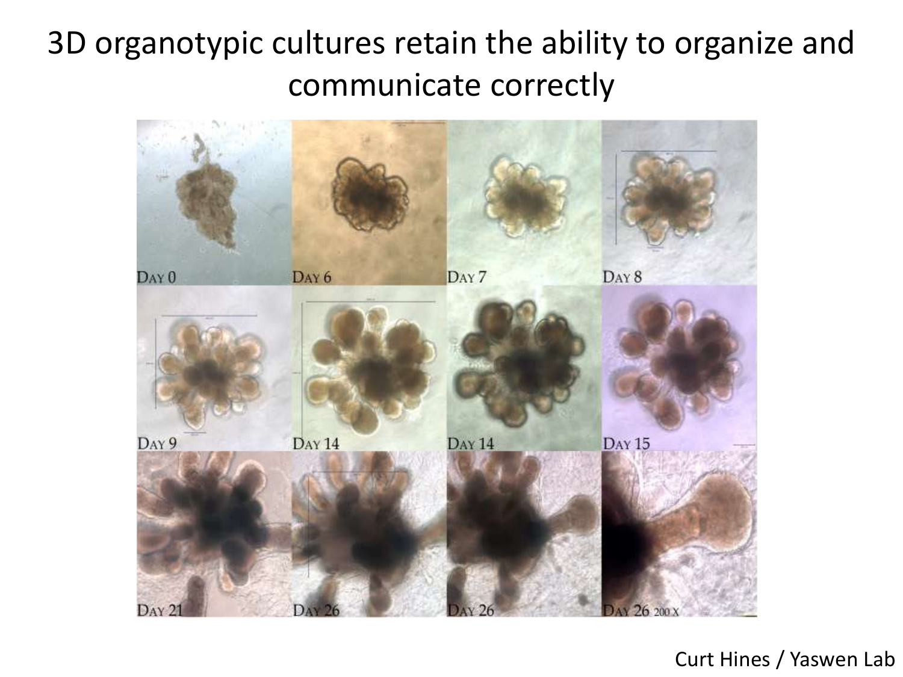# 3D organotypic cultures retain the ability to organize and communicate correctly

Day 0 | Day 6 | Day 7 | Day 8

Day 9 | Day 14 | Day 14 | Day 15

Day 21 | Day 26 | Day 26 | Day 26 200 X

Curt Hines / Yaswen Lab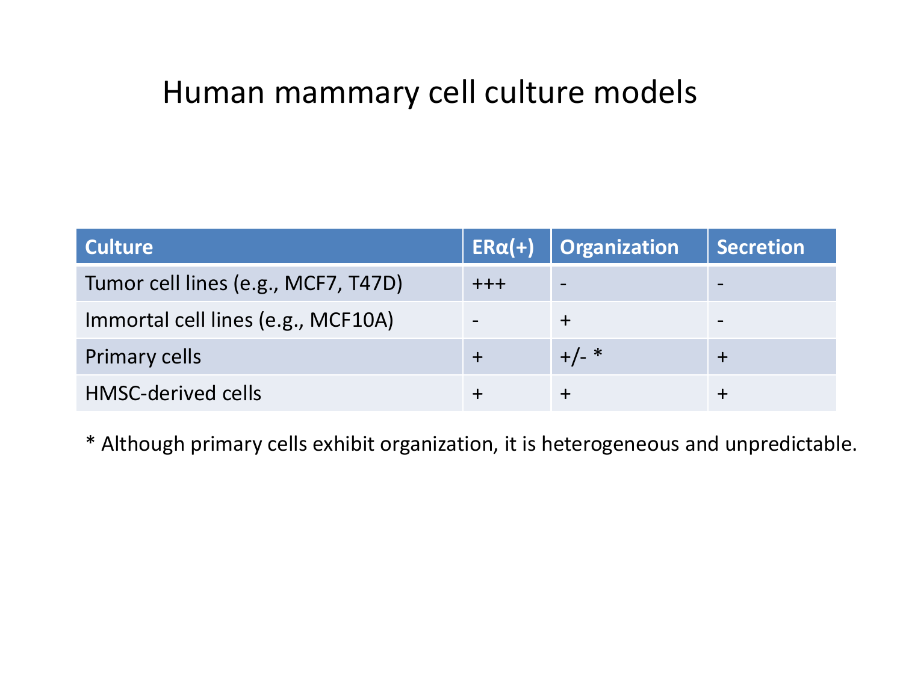# Human mammary cell culture models

| Culture | ERα(+) | Organization | Secretion |
|---|---|---|---|
| Tumor cell lines (e.g., MCF7, T47D) | +++ | - | - |
| Immortal cell lines (e.g., MCF10A) | - | + | - |
| Primary cells | + | +/- * | + |
| HMSC-derived cells | + | + | + |

* Although primary cells exhibit organization, it is heterogeneous and unpredictable.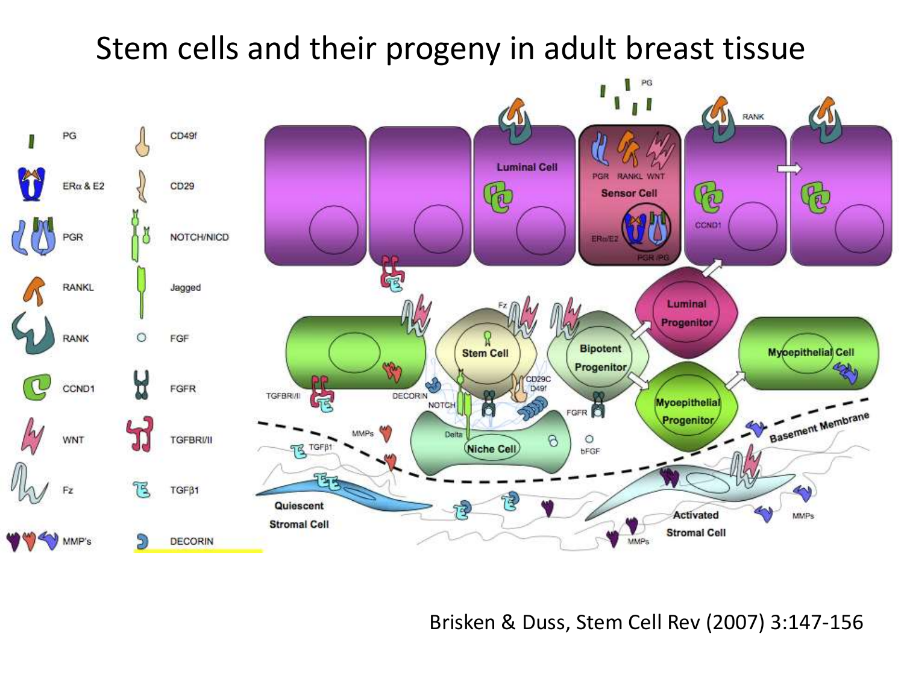# Stem cells and their progeny in adult breast tissue

| | | | |
|---|---|---|---|
| PG | | CD49f | |
| ERα & E2 | | CD29 | |
| PGR | | NOTCH/NICD | |
| RANKL | | Jagged | |
| RANK | | FGF | |
| CCND1 | | FGFR | |
| WNT | | TGFBRI/II | |
| Fz | | TGFβ1 | |
| MMP's | | DECORIN | |

PG

RANK

Luminal Cell

PGR RANKL WNT

Sensor Cell

ERα/E2

PGR /PG

CCND1

Luminal Progenitor

Fz

Stem Cell

Bipotent Progenitor

Myoepithelial Cell

TGFBRI/II

DECORIN

NOTCH

CD29C D49f

FGFR

Myoepithelial Progenitor

MMPs

Delta

Niche Cell

bFGF

Basement Membrane

TGFβ1

Quiescent Stromal Cell

Activated Stromal Cell

MMPs

MMPs

Brisken & Duss, Stem Cell Rev (2007) 3:147-156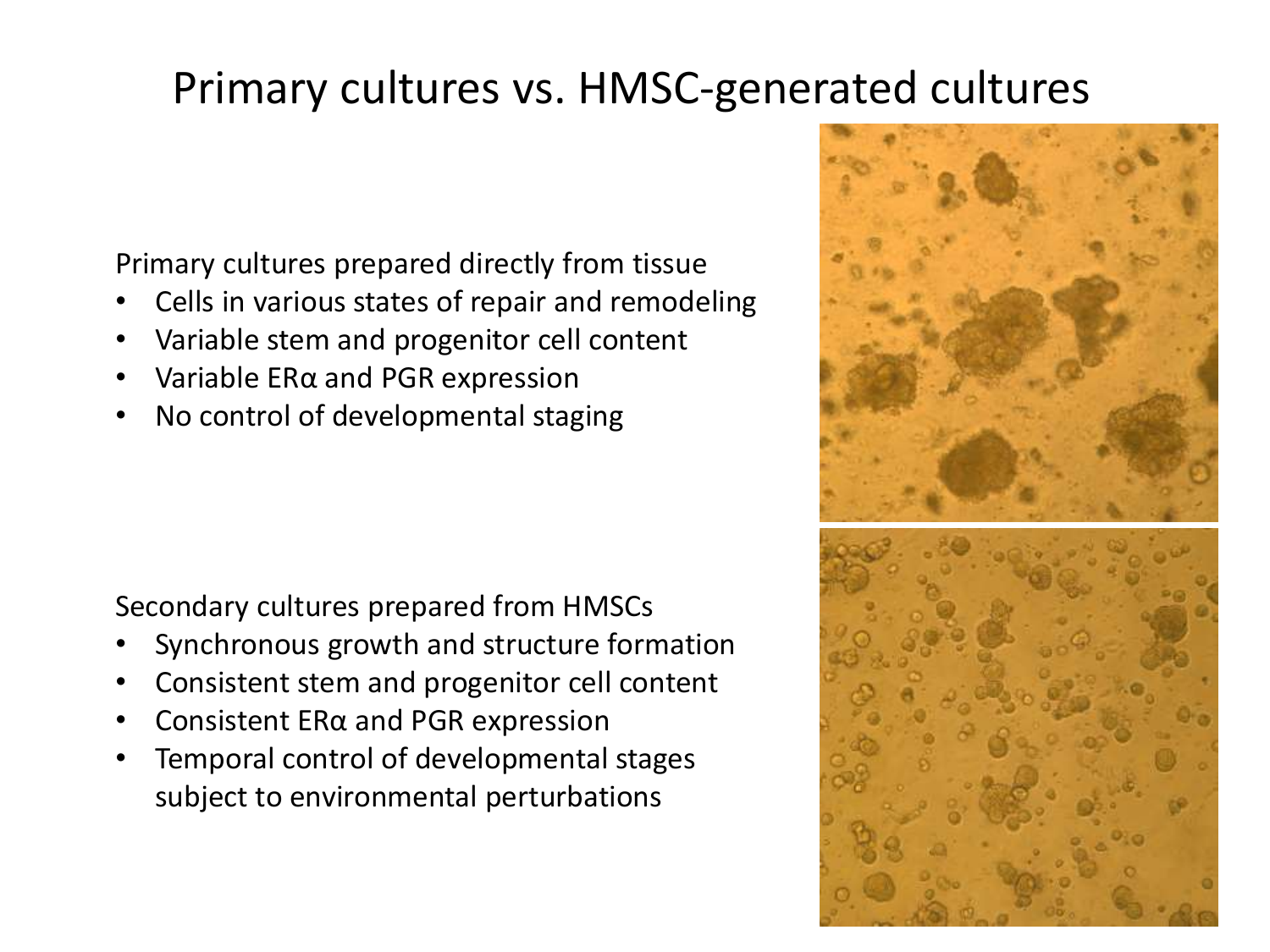# Primary cultures vs. HMSC-generated cultures

Primary cultures prepared directly from tissue

- Cells in various states of repair and remodeling
- Variable stem and progenitor cell content
- Variable ERα and PGR expression
- No control of developmental staging

Secondary cultures prepared from HMSCs

- Synchronous growth and structure formation
- Consistent stem and progenitor cell content
- Consistent ERα and PGR expression
- Temporal control of developmental stages subject to environmental perturbations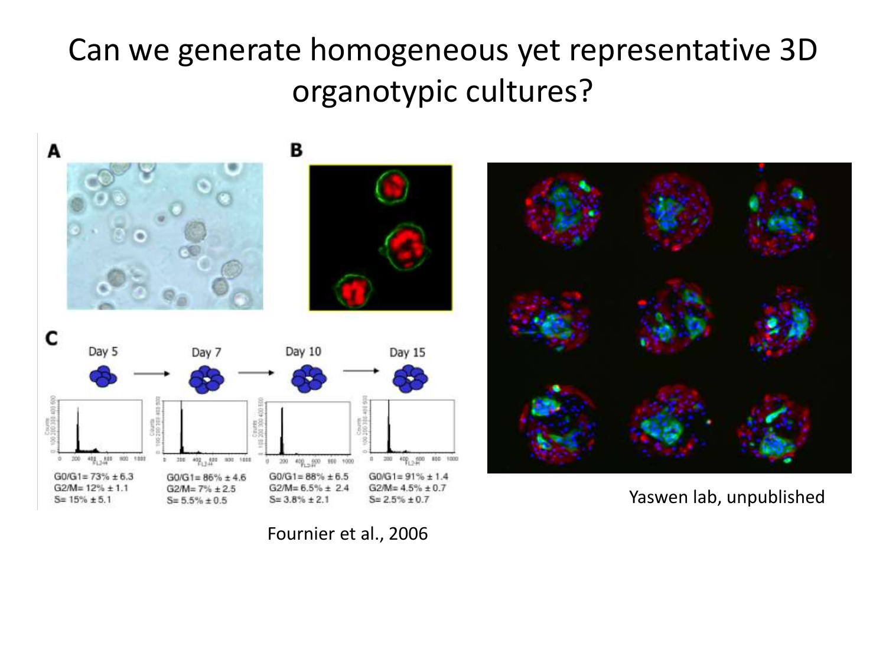# Can we generate homogeneous yet representative 3D organotypic cultures?

A

B

C

Day 5 → Day 7 → Day 10 → Day 15

| Day 5 | Day 7 | Day 10 | Day 15 |
|---|---|---|---|
| G0/G1= 73% ± 6.3 | G0/G1= 86% ± 4.6 | G0/G1= 88% ± 6.5 | G0/G1= 91% ± 1.4 |
| G2/M= 12% ± 1.1 | G2/M= 7% ± 2.5 | G2/M= 6.5% ± 2.4 | G2/M= 4.5% ± 0.7 |
| S= 15% ± 5.1 | S= 5.5% ± 0.5 | S= 3.8% ± 2.1 | S= 2.5% ± 0.7 |

Fournier et al., 2006

Yaswen lab, unpublished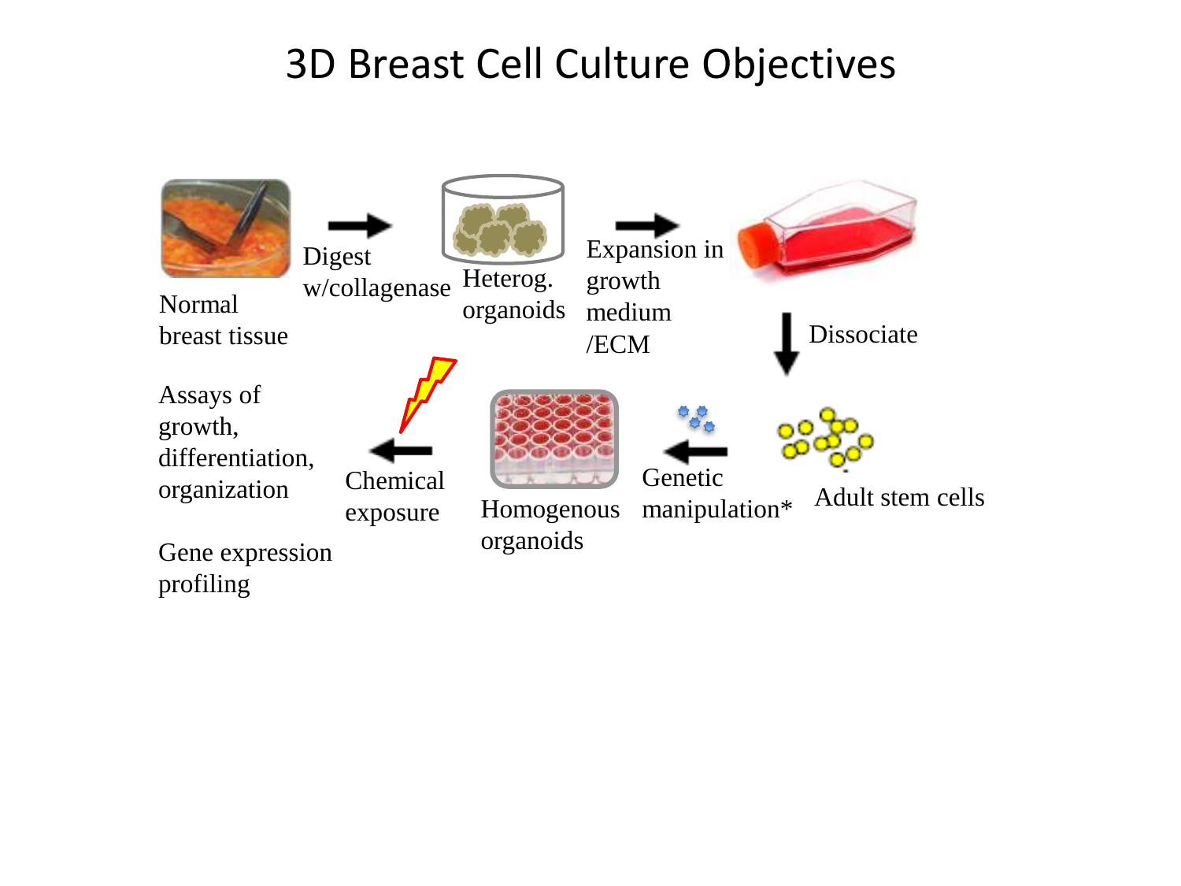# 3D Breast Cell Culture Objectives

Normal breast tissue

Digest w/collagenase

Heterog. organoids

Expansion in growth medium /ECM

Dissociate

Adult stem cells

Genetic manipulation*

Homogenous organoids

Chemical exposure

Assays of growth, differentiation, organization

Gene expression profiling